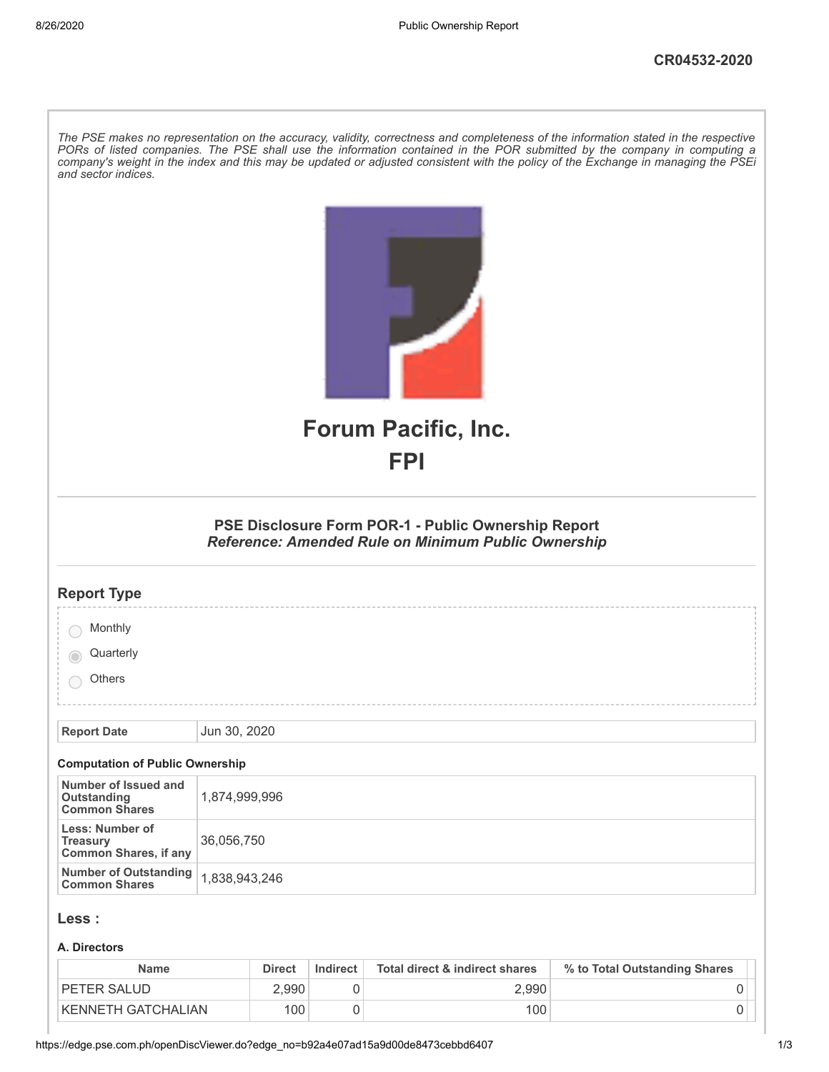CR04532-2020

*The PSE makes no representation on the accuracy, validity, correctness and completeness of the information stated in the respective PORs of listed companies. The PSE shall use the information contained in the POR submitted by the company in computing a company's weight in the index and this may be updated or adjusted consistent with the policy of the Exchange in managing the PSEi and sector indices.*

# Forum Pacific, Inc.
# FPI

### PSE Disclosure Form POR-1 - Public Ownership Report
***Reference: Amended Rule on Minimum Public Ownership***

## Report Type

- Monthly
- Quarterly (selected)
- Others

| Report Date | Jun 30, 2020 |
|---|---|

**Computation of Public Ownership**

| | |
|---|---|
| **Number of Issued and Outstanding Common Shares** | 1,874,999,996 |
| **Less: Number of Treasury Common Shares, if any** | 36,056,750 |
| **Number of Outstanding Common Shares** | 1,838,943,246 |

## Less :

**A. Directors**

| Name | Direct | Indirect | Total direct & indirect shares | % to Total Outstanding Shares |
|---|---|---|---|---|
| PETER SALUD | 2,990 | 0 | 2,990 | 0 |
| KENNETH GATCHALIAN | 100 | 0 | 100 | 0 |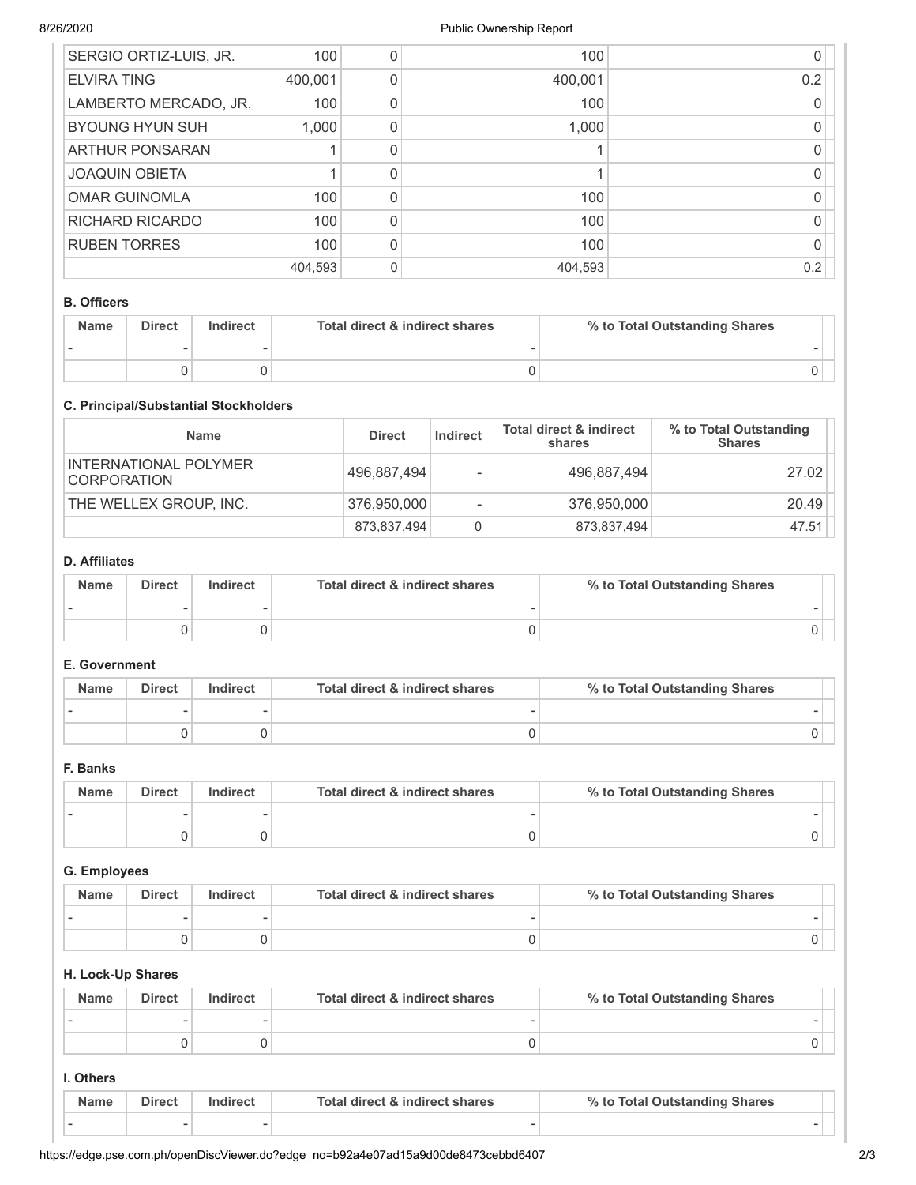| | | | | |
|---|---|---|---|---|
| SERGIO ORTIZ-LUIS, JR. | 100 | 0 | 100 | 0 |
| ELVIRA TING | 400,001 | 0 | 400,001 | 0.2 |
| LAMBERTO MERCADO, JR. | 100 | 0 | 100 | 0 |
| BYOUNG HYUN SUH | 1,000 | 0 | 1,000 | 0 |
| ARTHUR PONSARAN | 1 | 0 | 1 | 0 |
| JOAQUIN OBIETA | 1 | 0 | 1 | 0 |
| OMAR GUINOMLA | 100 | 0 | 100 | 0 |
| RICHARD RICARDO | 100 | 0 | 100 | 0 |
| RUBEN TORRES | 100 | 0 | 100 | 0 |
| | 404,593 | 0 | 404,593 | 0.2 |

### B. Officers

| Name | Direct | Indirect | Total direct & indirect shares | % to Total Outstanding Shares |
|---|---|---|---|---|
| - | - | - | - | - |
| | 0 | 0 | 0 | 0 |

### C. Principal/Substantial Stockholders

| Name | Direct | Indirect | Total direct & indirect shares | % to Total Outstanding Shares |
|---|---|---|---|---|
| INTERNATIONAL POLYMER CORPORATION | 496,887,494 | - | 496,887,494 | 27.02 |
| THE WELLEX GROUP, INC. | 376,950,000 | - | 376,950,000 | 20.49 |
| | 873,837,494 | 0 | 873,837,494 | 47.51 |

### D. Affiliates

| Name | Direct | Indirect | Total direct & indirect shares | % to Total Outstanding Shares |
|---|---|---|---|---|
| - | - | - | - | - |
| | 0 | 0 | 0 | 0 |

### E. Government

| Name | Direct | Indirect | Total direct & indirect shares | % to Total Outstanding Shares |
|---|---|---|---|---|
| - | - | - | - | - |
| | 0 | 0 | 0 | 0 |

### F. Banks

| Name | Direct | Indirect | Total direct & indirect shares | % to Total Outstanding Shares |
|---|---|---|---|---|
| - | - | - | - | - |
| | 0 | 0 | 0 | 0 |

### G. Employees

| Name | Direct | Indirect | Total direct & indirect shares | % to Total Outstanding Shares |
|---|---|---|---|---|
| - | - | - | - | - |
| | 0 | 0 | 0 | 0 |

### H. Lock-Up Shares

| Name | Direct | Indirect | Total direct & indirect shares | % to Total Outstanding Shares |
|---|---|---|---|---|
| - | - | - | - | - |
| | 0 | 0 | 0 | 0 |

### I. Others

| Name | Direct | Indirect | Total direct & indirect shares | % to Total Outstanding Shares |
|---|---|---|---|---|
| - | - | - | - | - |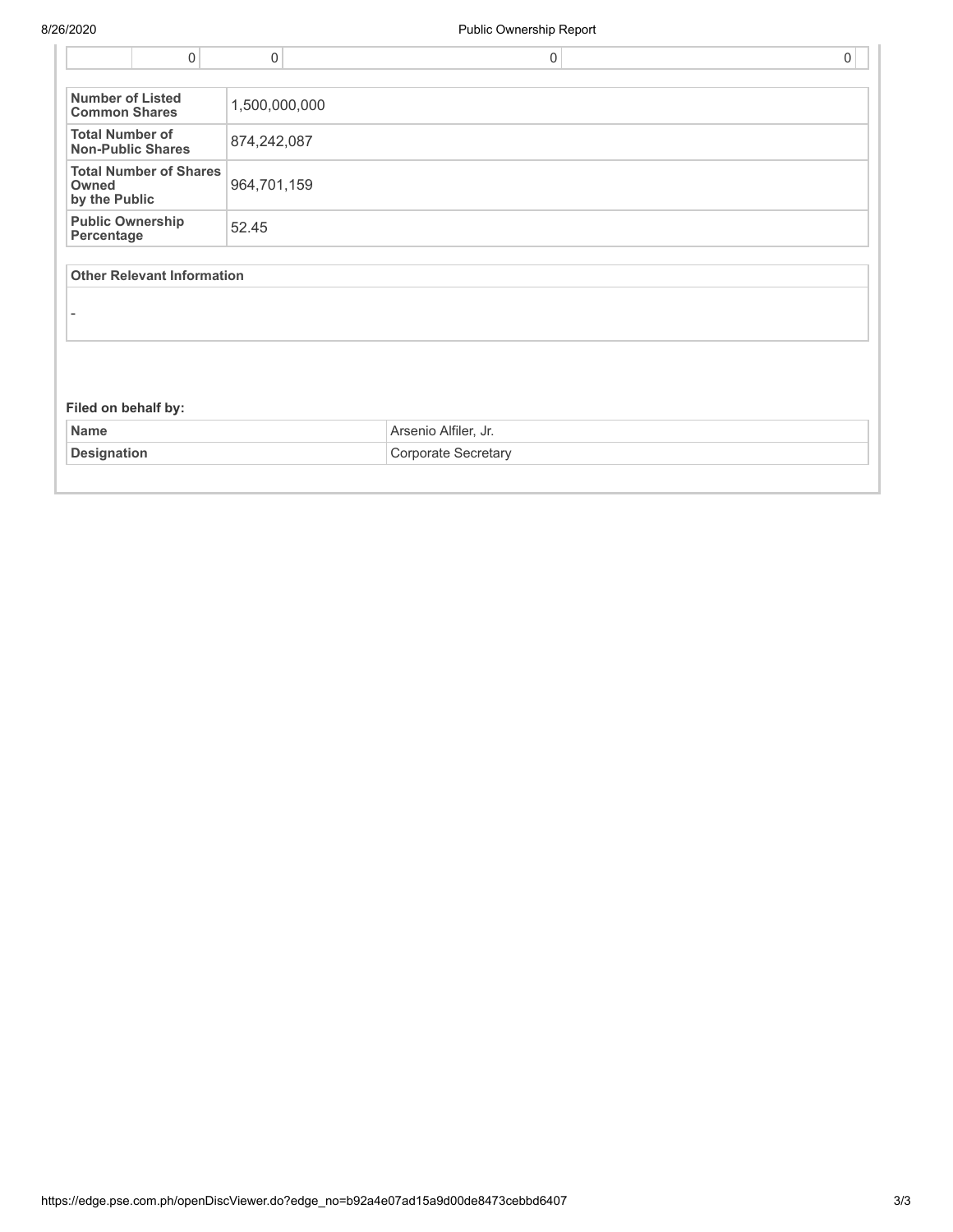| | | | | |
|---|---|---|---|---|
| | 0 | 0 | 0 | 0 |

| | |
|---|---|
| **Number of Listed Common Shares** | 1,500,000,000 |
| **Total Number of Non-Public Shares** | 874,242,087 |
| **Total Number of Shares Owned by the Public** | 964,701,159 |
| **Public Ownership Percentage** | 52.45 |

| **Other Relevant Information** |
|---|
| - |

**Filed on behalf by:**

| | |
|---|---|
| **Name** | Arsenio Alfiler, Jr. |
| **Designation** | Corporate Secretary |